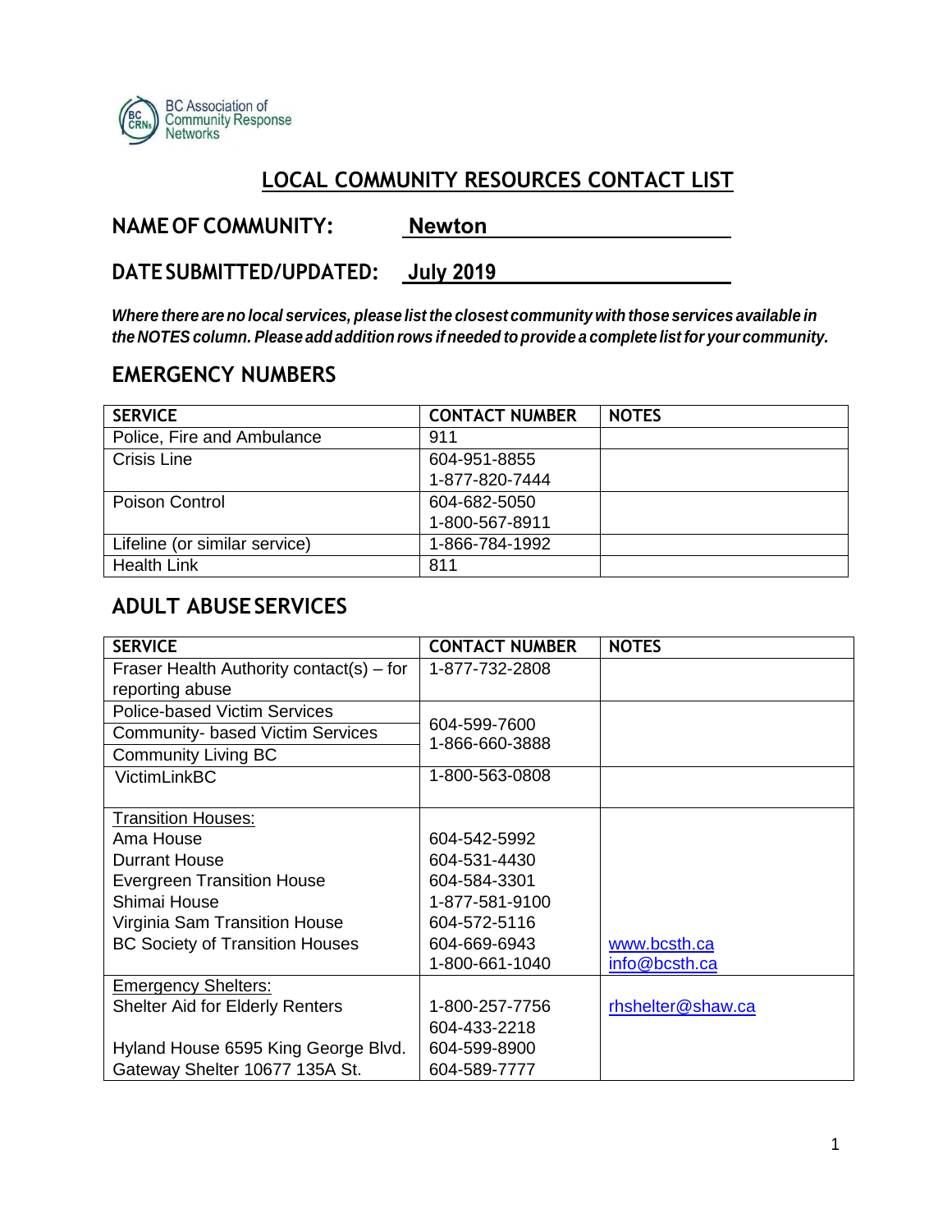BC Association of Community Response Networks

# LOCAL COMMUNITY RESOURCES CONTACT LIST

**NAME OF COMMUNITY:** Newton

**DATE SUBMITTED/UPDATED:** July 2019

***Where there are no local services, please list the closest community with those services available in the NOTES column. Please add addition rows if needed to provide a complete list for your community.***

## EMERGENCY NUMBERS

| SERVICE | CONTACT NUMBER | NOTES |
|---|---|---|
| Police, Fire and Ambulance | 911 | |
| Crisis Line | 604-951-8855<br>1-877-820-7444 | |
| Poison Control | 604-682-5050<br>1-800-567-8911 | |
| Lifeline (or similar service) | 1-866-784-1992 | |
| Health Link | 811 | |

## ADULT ABUSE SERVICES

| SERVICE | CONTACT NUMBER | NOTES |
|---|---|---|
| Fraser Health Authority contact(s) – for reporting abuse | 1-877-732-2808 | |
| Police-based Victim Services<br>Community- based Victim Services<br>Community Living BC | 604-599-7600<br>1-866-660-3888 | |
| VictimLinkBC | 1-800-563-0808 | |
| Transition Houses:<br>Ama House<br>Durrant House<br>Evergreen Transition House<br>Shimai House<br>Virginia Sam Transition House<br>BC Society of Transition Houses | <br>604-542-5992<br>604-531-4430<br>604-584-3301<br>1-877-581-9100<br>604-572-5116<br>604-669-6943<br>1-800-661-1040 | www.bcsth.ca<br>info@bcsth.ca |
| Emergency Shelters:<br>Shelter Aid for Elderly Renters<br><br>Hyland House 6595 King George Blvd.<br>Gateway Shelter 10677 135A St. | <br>1-800-257-7756<br>604-433-2218<br>604-599-8900<br>604-589-7777 | rhshelter@shaw.ca |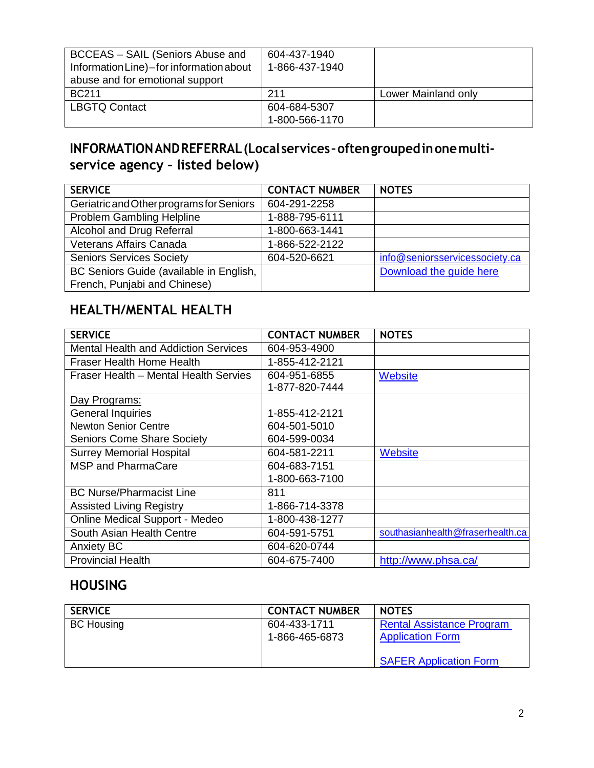| BCCEAS – SAIL (Seniors Abuse and Information Line) – for information about abuse and for emotional support | 604-437-1940<br>1-866-437-1940 | |
|---|---|---|
| BC211 | 211 | Lower Mainland only |
| LBGTQ Contact | 604-684-5307<br>1-800-566-1170 | |

## INFORMATION AND REFERRAL (Local services - often grouped in one multi-service agency – listed below)

| SERVICE | CONTACT NUMBER | NOTES |
|---|---|---|
| Geriatric and Other programs for Seniors | 604-291-2258 | |
| Problem Gambling Helpline | 1-888-795-6111 | |
| Alcohol and Drug Referral | 1-800-663-1441 | |
| Veterans Affairs Canada | 1-866-522-2122 | |
| Seniors Services Society | 604-520-6621 | info@seniorsservicessociety.ca |
| BC Seniors Guide (available in English, French, Punjabi and Chinese) | | Download the guide here |

## HEALTH/MENTAL HEALTH

| SERVICE | CONTACT NUMBER | NOTES |
|---|---|---|
| Mental Health and Addiction Services | 604-953-4900 | |
| Fraser Health Home Health | 1-855-412-2121 | |
| Fraser Health – Mental Health Servies | 604-951-6855<br>1-877-820-7444 | Website |
| Day Programs:<br>General Inquiries<br>Newton Senior Centre<br>Seniors Come Share Society | <br>1-855-412-2121<br>604-501-5010<br>604-599-0034 | |
| Surrey Memorial Hospital | 604-581-2211 | Website |
| MSP and PharmaCare | 604-683-7151<br>1-800-663-7100 | |
| BC Nurse/Pharmacist Line | 811 | |
| Assisted Living Registry | 1-866-714-3378 | |
| Online Medical Support - Medeo | 1-800-438-1277 | |
| South Asian Health Centre | 604-591-5751 | southasianhealth@fraserhealth.ca |
| Anxiety BC | 604-620-0744 | |
| Provincial Health | 604-675-7400 | http://www.phsa.ca/ |

## HOUSING

| SERVICE | CONTACT NUMBER | NOTES |
|---|---|---|
| BC Housing | 604-433-1711<br>1-866-465-6873 | Rental Assistance Program Application Form<br><br>SAFER Application Form |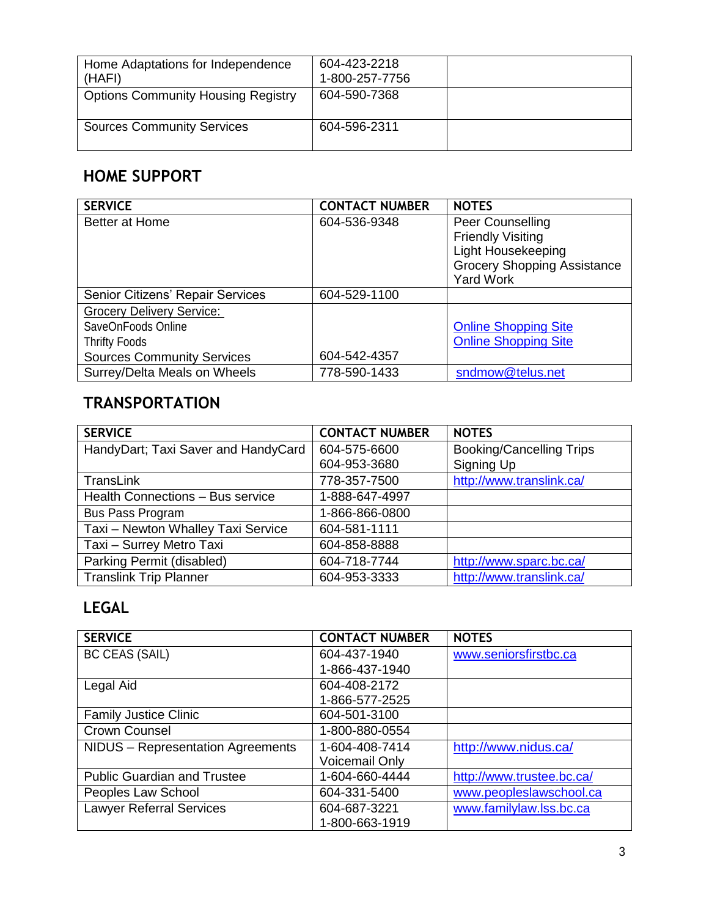| | | |
|---|---|---|
| Home Adaptations for Independence (HAFI) | 604-423-2218<br>1-800-257-7756 | |
| Options Community Housing Registry | 604-590-7368 | |
| Sources Community Services | 604-596-2311 | |

## HOME SUPPORT

| SERVICE | CONTACT NUMBER | NOTES |
|---|---|---|
| Better at Home | 604-536-9348 | Peer Counselling<br>Friendly Visiting<br>Light Housekeeping<br>Grocery Shopping Assistance<br>Yard Work |
| Senior Citizens' Repair Services | 604-529-1100 | |
| Grocery Delivery Service:<br>SaveOnFoods Online<br>Thrifty Foods<br>Sources Community Services | <br><br><br>604-542-4357 | <br>Online Shopping Site<br>Online Shopping Site |
| Surrey/Delta Meals on Wheels | 778-590-1433 | sndmow@telus.net |

## TRANSPORTATION

| SERVICE | CONTACT NUMBER | NOTES |
|---|---|---|
| HandyDart; Taxi Saver and HandyCard | 604-575-6600<br>604-953-3680 | Booking/Cancelling Trips<br>Signing Up |
| TransLink | 778-357-7500 | http://www.translink.ca/ |
| Health Connections – Bus service | 1-888-647-4997 | |
| Bus Pass Program | 1-866-866-0800 | |
| Taxi – Newton Whalley Taxi Service | 604-581-1111 | |
| Taxi – Surrey Metro Taxi | 604-858-8888 | |
| Parking Permit (disabled) | 604-718-7744 | http://www.sparc.bc.ca/ |
| Translink Trip Planner | 604-953-3333 | http://www.translink.ca/ |

## LEGAL

| SERVICE | CONTACT NUMBER | NOTES |
|---|---|---|
| BC CEAS (SAIL) | 604-437-1940<br>1-866-437-1940 | www.seniorsfirstbc.ca |
| Legal Aid | 604-408-2172<br>1-866-577-2525 | |
| Family Justice Clinic | 604-501-3100 | |
| Crown Counsel | 1-800-880-0554 | |
| NIDUS – Representation Agreements | 1-604-408-7414<br>Voicemail Only | http://www.nidus.ca/ |
| Public Guardian and Trustee | 1-604-660-4444 | http://www.trustee.bc.ca/ |
| Peoples Law School | 604-331-5400 | www.peopleslawschool.ca |
| Lawyer Referral Services | 604-687-3221<br>1-800-663-1919 | www.familylaw.lss.bc.ca |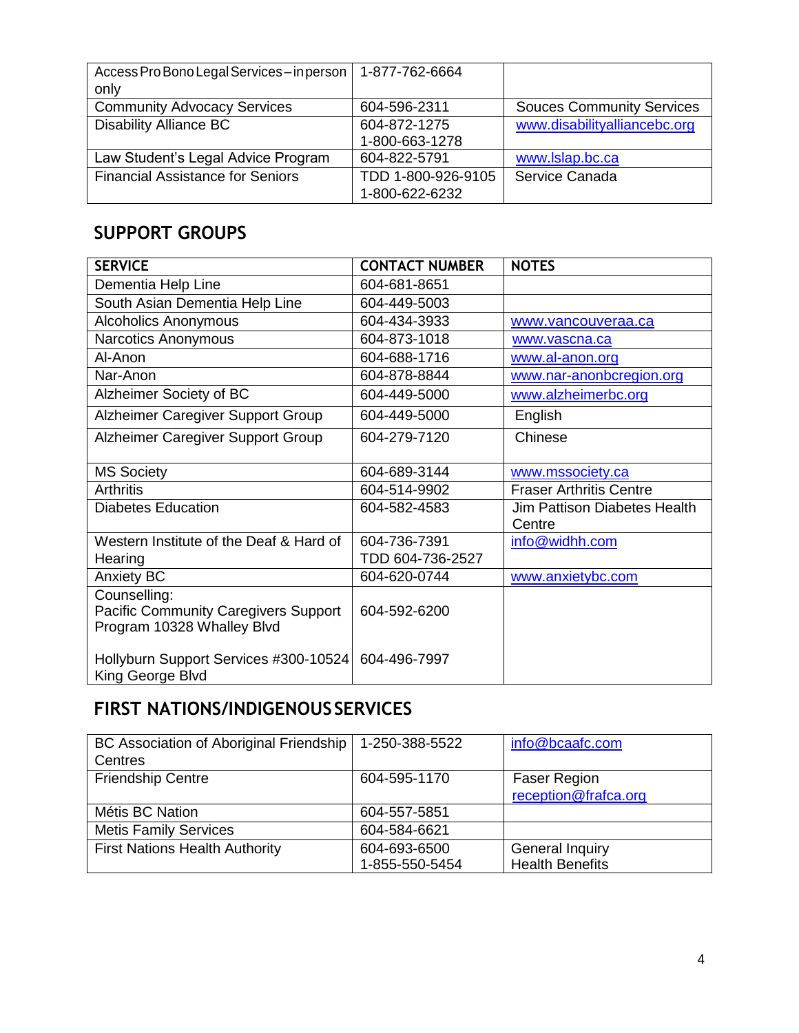| Access Pro Bono Legal Services – in person only | 1-877-762-6664 | |
|---|---|---|
| Community Advocacy Services | 604-596-2311 | Souces Community Services |
| Disability Alliance BC | 604-872-1275<br>1-800-663-1278 | www.disabilityalliancebc.org |
| Law Student's Legal Advice Program | 604-822-5791 | www.lslap.bc.ca |
| Financial Assistance for Seniors | TDD 1-800-926-9105<br>1-800-622-6232 | Service Canada |

## SUPPORT GROUPS

| SERVICE | CONTACT NUMBER | NOTES |
|---|---|---|
| Dementia Help Line | 604-681-8651 | |
| South Asian Dementia Help Line | 604-449-5003 | |
| Alcoholics Anonymous | 604-434-3933 | www.vancouveraa.ca |
| Narcotics Anonymous | 604-873-1018 | www.vascna.ca |
| Al-Anon | 604-688-1716 | www.al-anon.org |
| Nar-Anon | 604-878-8844 | www.nar-anonbcregion.org |
| Alzheimer Society of BC | 604-449-5000 | www.alzheimerbc.org |
| Alzheimer Caregiver Support Group | 604-449-5000 | English |
| Alzheimer Caregiver Support Group | 604-279-7120 | Chinese |
| MS Society | 604-689-3144 | www.mssociety.ca |
| Arthritis | 604-514-9902 | Fraser Arthritis Centre |
| Diabetes Education | 604-582-4583 | Jim Pattison Diabetes Health Centre |
| Western Institute of the Deaf & Hard of Hearing | 604-736-7391<br>TDD 604-736-2527 | info@widhh.com |
| Anxiety BC | 604-620-0744 | www.anxietybc.com |
| Counselling:<br>Pacific Community Caregivers Support Program 10328 Whalley Blvd<br><br>Hollyburn Support Services #300-10524 King George Blvd | 604-592-6200<br><br>604-496-7997 | |

## FIRST NATIONS/INDIGENOUS SERVICES

| BC Association of Aboriginal Friendship Centres | 1-250-388-5522 | info@bcaafc.com |
|---|---|---|
| Friendship Centre | 604-595-1170 | Faser Region<br>reception@frafca.org |
| Métis BC Nation | 604-557-5851 | |
| Metis Family Services | 604-584-6621 | |
| First Nations Health Authority | 604-693-6500<br>1-855-550-5454 | General Inquiry<br>Health Benefits |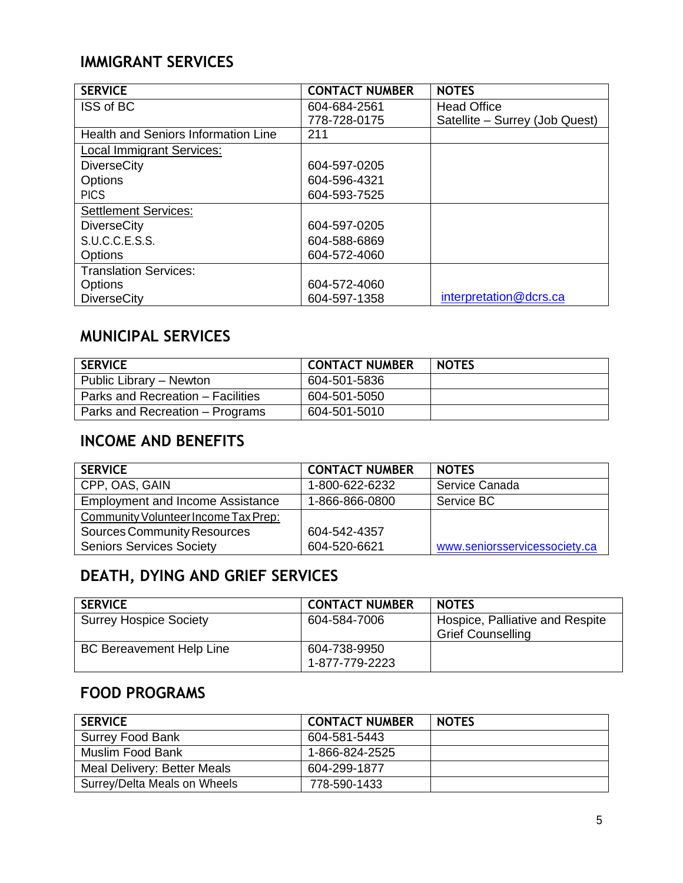## IMMIGRANT SERVICES

| SERVICE | CONTACT NUMBER | NOTES |
|---|---|---|
| ISS of BC | 604-684-2561<br>778-728-0175 | Head Office<br>Satellite – Surrey (Job Quest) |
| Health and Seniors Information Line | 211 | |
| Local Immigrant Services:<br>DiverseCity<br>Options<br>PICS | <br>604-597-0205<br>604-596-4321<br>604-593-7525 | |
| Settlement Services:<br>DiverseCity<br>S.U.C.C.E.S.S.<br>Options | <br>604-597-0205<br>604-588-6869<br>604-572-4060 | |
| Translation Services:<br>Options<br>DiverseCity | <br>604-572-4060<br>604-597-1358 | interpretation@dcrs.ca |

## MUNICIPAL SERVICES

| SERVICE | CONTACT NUMBER | NOTES |
|---|---|---|
| Public Library – Newton | 604-501-5836 | |
| Parks and Recreation – Facilities | 604-501-5050 | |
| Parks and Recreation – Programs | 604-501-5010 | |

## INCOME AND BENEFITS

| SERVICE | CONTACT NUMBER | NOTES |
|---|---|---|
| CPP, OAS, GAIN | 1-800-622-6232 | Service Canada |
| Employment and Income Assistance | 1-866-866-0800 | Service BC |
| Community Volunteer Income Tax Prep:<br>Sources Community Resources<br>Seniors Services Society | <br>604-542-4357<br>604-520-6621 | www.seniorsservicessociety.ca |

## DEATH, DYING AND GRIEF SERVICES

| SERVICE | CONTACT NUMBER | NOTES |
|---|---|---|
| Surrey Hospice Society | 604-584-7006 | Hospice, Palliative and Respite Grief Counselling |
| BC Bereavement Help Line | 604-738-9950<br>1-877-779-2223 | |

## FOOD PROGRAMS

| SERVICE | CONTACT NUMBER | NOTES |
|---|---|---|
| Surrey Food Bank | 604-581-5443 | |
| Muslim Food Bank | 1-866-824-2525 | |
| Meal Delivery: Better Meals | 604-299-1877 | |
| Surrey/Delta Meals on Wheels | 778-590-1433 | |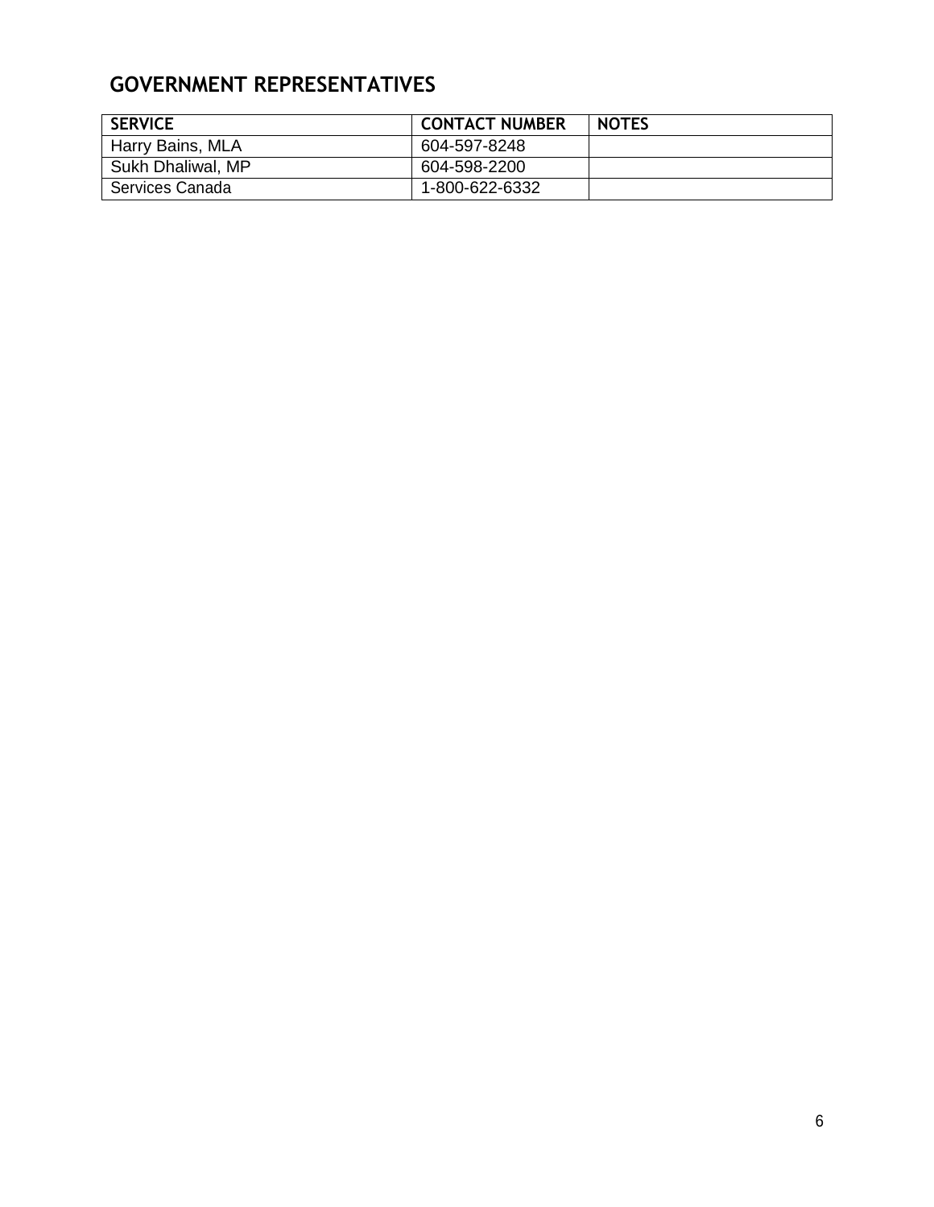## GOVERNMENT REPRESENTATIVES

| SERVICE | CONTACT NUMBER | NOTES |
| --- | --- | --- |
| Harry Bains, MLA | 604-597-8248 | |
| Sukh Dhaliwal, MP | 604-598-2200 | |
| Services Canada | 1-800-622-6332 | |